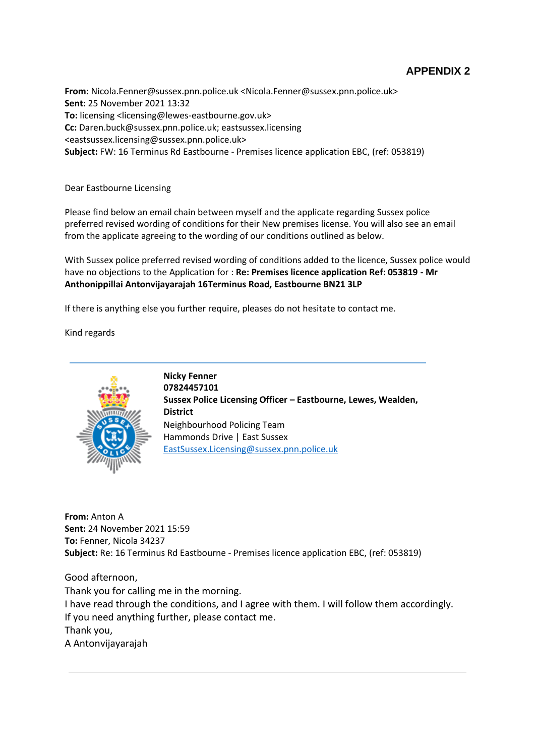**APPENDIX 2**

**From:** Nicola.Fenner@sussex.pnn.police.uk <Nicola.Fenner@sussex.pnn.police.uk>
**Sent:** 25 November 2021 13:32
**To:** licensing <licensing@lewes-eastbourne.gov.uk>
**Cc:** Daren.buck@sussex.pnn.police.uk; eastsussex.licensing <eastsussex.licensing@sussex.pnn.police.uk>
**Subject:** FW: 16 Terminus Rd Eastbourne - Premises licence application EBC, (ref: 053819)

Dear Eastbourne Licensing

Please find below an email chain between myself and the applicate regarding Sussex police preferred revised wording of conditions for their New premises license. You will also see an email from the applicate agreeing to the wording of our conditions outlined as below.

With Sussex police preferred revised wording of conditions added to the licence, Sussex police would have no objections to the Application for : **Re: Premises licence application Ref: 053819 - Mr Anthonippillai Antonvijayarajah 16Terminus Road, Eastbourne BN21 3LP**

If there is anything else you further require, pleases do not hesitate to contact me.

Kind regards

**Nicky Fenner**
**07824457101**
**Sussex Police Licensing Officer – Eastbourne, Lewes, Wealden, District**
Neighbourhood Policing Team
Hammonds Drive | East Sussex
EastSussex.Licensing@sussex.pnn.police.uk

**From:** Anton A
**Sent:** 24 November 2021 15:59
**To:** Fenner, Nicola 34237
**Subject:** Re: 16 Terminus Rd Eastbourne - Premises licence application EBC, (ref: 053819)

Good afternoon,
Thank you for calling me in the morning.
I have read through the conditions, and I agree with them. I will follow them accordingly.
If you need anything further, please contact me.
Thank you,
A Antonvijayarajah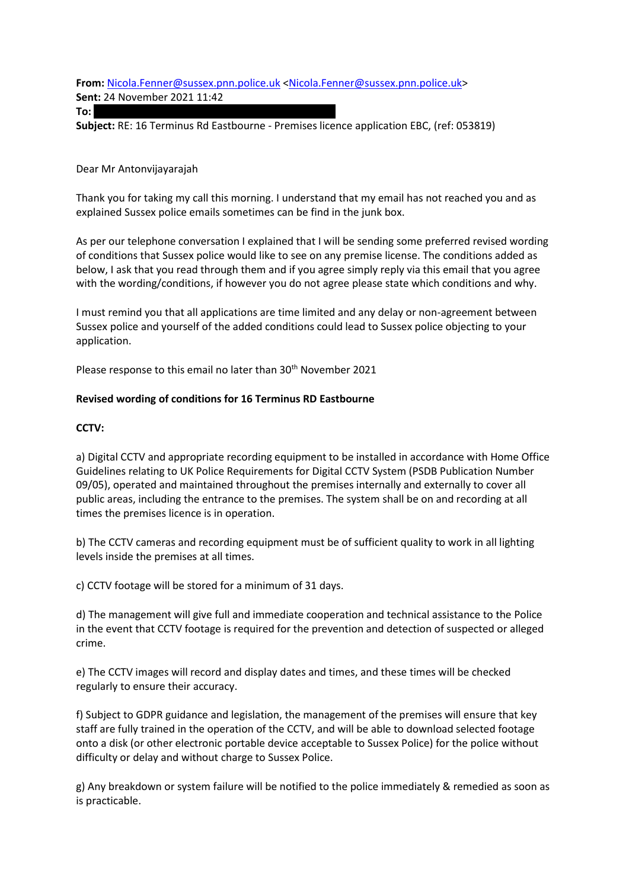**From:** Nicola.Fenner@sussex.pnn.police.uk <Nicola.Fenner@sussex.pnn.police.uk>
**Sent:** 24 November 2021 11:42
**To:**
**Subject:** RE: 16 Terminus Rd Eastbourne - Premises licence application EBC, (ref: 053819)

Dear Mr Antonvijayarajah

Thank you for taking my call this morning. I understand that my email has not reached you and as explained Sussex police emails sometimes can be find in the junk box.

As per our telephone conversation I explained that I will be sending some preferred revised wording of conditions that Sussex police would like to see on any premise license. The conditions added as below, I ask that you read through them and if you agree simply reply via this email that you agree with the wording/conditions, if however you do not agree please state which conditions and why.

I must remind you that all applications are time limited and any delay or non-agreement between Sussex police and yourself of the added conditions could lead to Sussex police objecting to your application.

Please response to this email no later than 30th November 2021

**Revised wording of conditions for 16 Terminus RD Eastbourne**

**CCTV:**

a) Digital CCTV and appropriate recording equipment to be installed in accordance with Home Office Guidelines relating to UK Police Requirements for Digital CCTV System (PSDB Publication Number 09/05), operated and maintained throughout the premises internally and externally to cover all public areas, including the entrance to the premises. The system shall be on and recording at all times the premises licence is in operation.

b) The CCTV cameras and recording equipment must be of sufficient quality to work in all lighting levels inside the premises at all times.

c) CCTV footage will be stored for a minimum of 31 days.

d) The management will give full and immediate cooperation and technical assistance to the Police in the event that CCTV footage is required for the prevention and detection of suspected or alleged crime.

e) The CCTV images will record and display dates and times, and these times will be checked regularly to ensure their accuracy.

f) Subject to GDPR guidance and legislation, the management of the premises will ensure that key staff are fully trained in the operation of the CCTV, and will be able to download selected footage onto a disk (or other electronic portable device acceptable to Sussex Police) for the police without difficulty or delay and without charge to Sussex Police.

g) Any breakdown or system failure will be notified to the police immediately & remedied as soon as is practicable.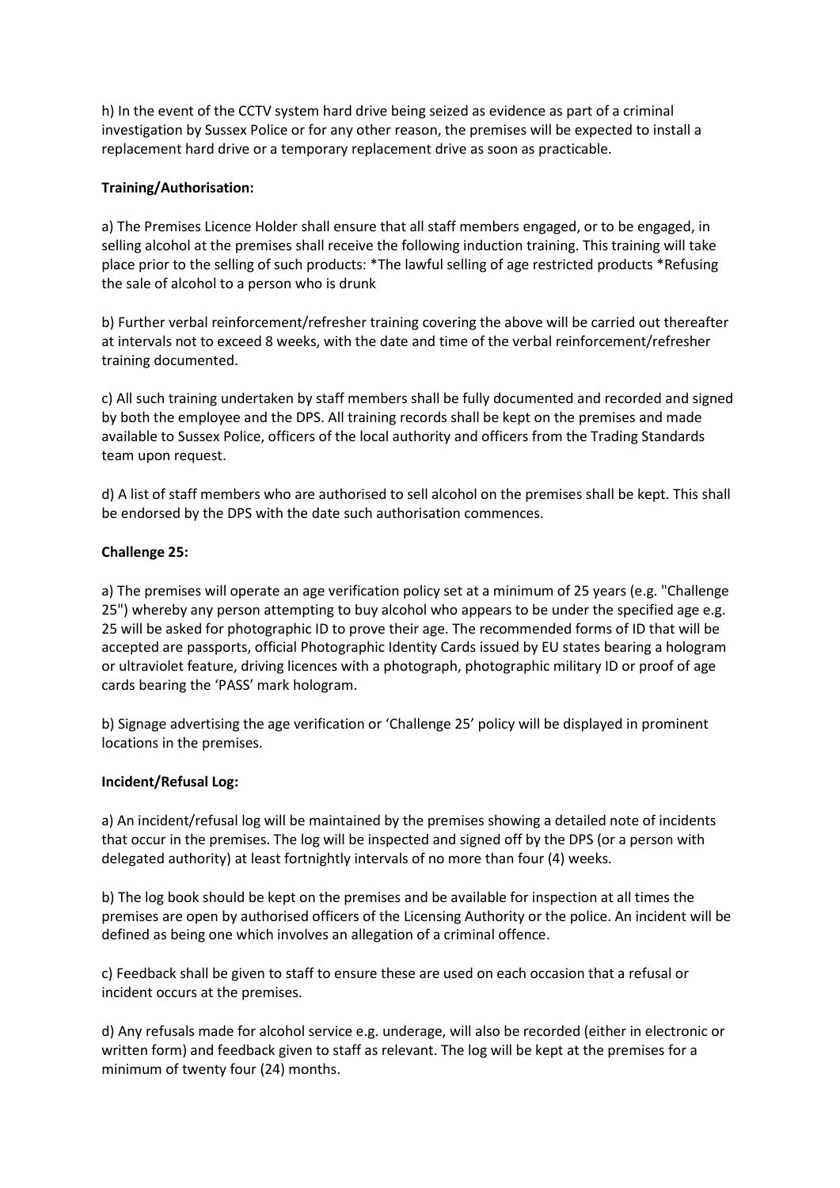h) In the event of the CCTV system hard drive being seized as evidence as part of a criminal investigation by Sussex Police or for any other reason, the premises will be expected to install a replacement hard drive or a temporary replacement drive as soon as practicable.

**Training/Authorisation:**

a) The Premises Licence Holder shall ensure that all staff members engaged, or to be engaged, in selling alcohol at the premises shall receive the following induction training. This training will take place prior to the selling of such products: *The lawful selling of age restricted products *Refusing the sale of alcohol to a person who is drunk

b) Further verbal reinforcement/refresher training covering the above will be carried out thereafter at intervals not to exceed 8 weeks, with the date and time of the verbal reinforcement/refresher training documented.

c) All such training undertaken by staff members shall be fully documented and recorded and signed by both the employee and the DPS. All training records shall be kept on the premises and made available to Sussex Police, officers of the local authority and officers from the Trading Standards team upon request.

d) A list of staff members who are authorised to sell alcohol on the premises shall be kept. This shall be endorsed by the DPS with the date such authorisation commences.

**Challenge 25:**

a) The premises will operate an age verification policy set at a minimum of 25 years (e.g. "Challenge 25") whereby any person attempting to buy alcohol who appears to be under the specified age e.g. 25 will be asked for photographic ID to prove their age. The recommended forms of ID that will be accepted are passports, official Photographic Identity Cards issued by EU states bearing a hologram or ultraviolet feature, driving licences with a photograph, photographic military ID or proof of age cards bearing the 'PASS' mark hologram.

b) Signage advertising the age verification or 'Challenge 25' policy will be displayed in prominent locations in the premises.

**Incident/Refusal Log:**

a) An incident/refusal log will be maintained by the premises showing a detailed note of incidents that occur in the premises. The log will be inspected and signed off by the DPS (or a person with delegated authority) at least fortnightly intervals of no more than four (4) weeks.

b) The log book should be kept on the premises and be available for inspection at all times the premises are open by authorised officers of the Licensing Authority or the police. An incident will be defined as being one which involves an allegation of a criminal offence.

c) Feedback shall be given to staff to ensure these are used on each occasion that a refusal or incident occurs at the premises.

d) Any refusals made for alcohol service e.g. underage, will also be recorded (either in electronic or written form) and feedback given to staff as relevant. The log will be kept at the premises for a minimum of twenty four (24) months.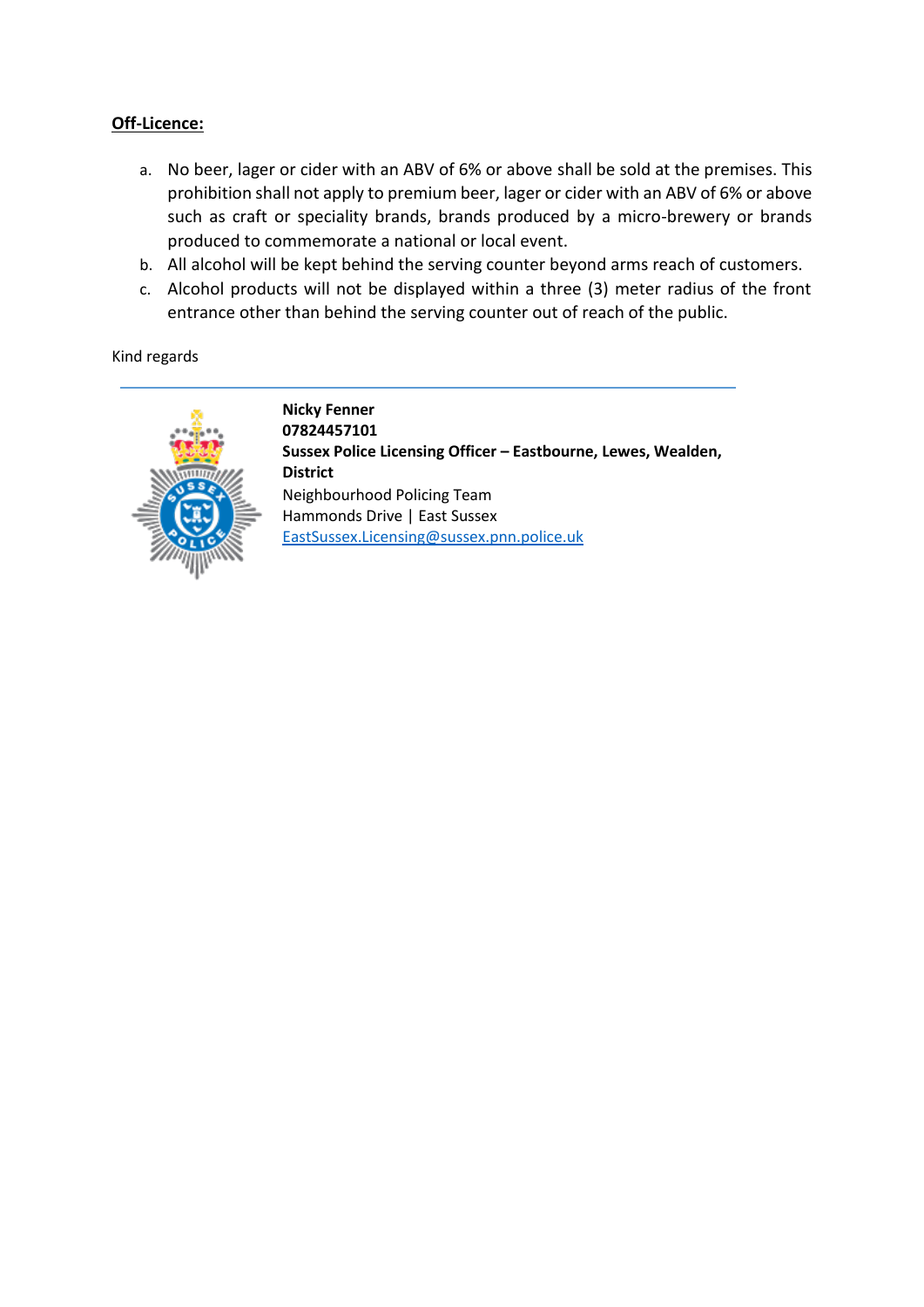**Off-Licence:**

a. No beer, lager or cider with an ABV of 6% or above shall be sold at the premises. This prohibition shall not apply to premium beer, lager or cider with an ABV of 6% or above such as craft or speciality brands, brands produced by a micro-brewery or brands produced to commemorate a national or local event.
b. All alcohol will be kept behind the serving counter beyond arms reach of customers.
c. Alcohol products will not be displayed within a three (3) meter radius of the front entrance other than behind the serving counter out of reach of the public.

Kind regards

---

**Nicky Fenner**
**07824457101**
**Sussex Police Licensing Officer – Eastbourne, Lewes, Wealden, District**
Neighbourhood Policing Team
Hammonds Drive | East Sussex
EastSussex.Licensing@sussex.pnn.police.uk